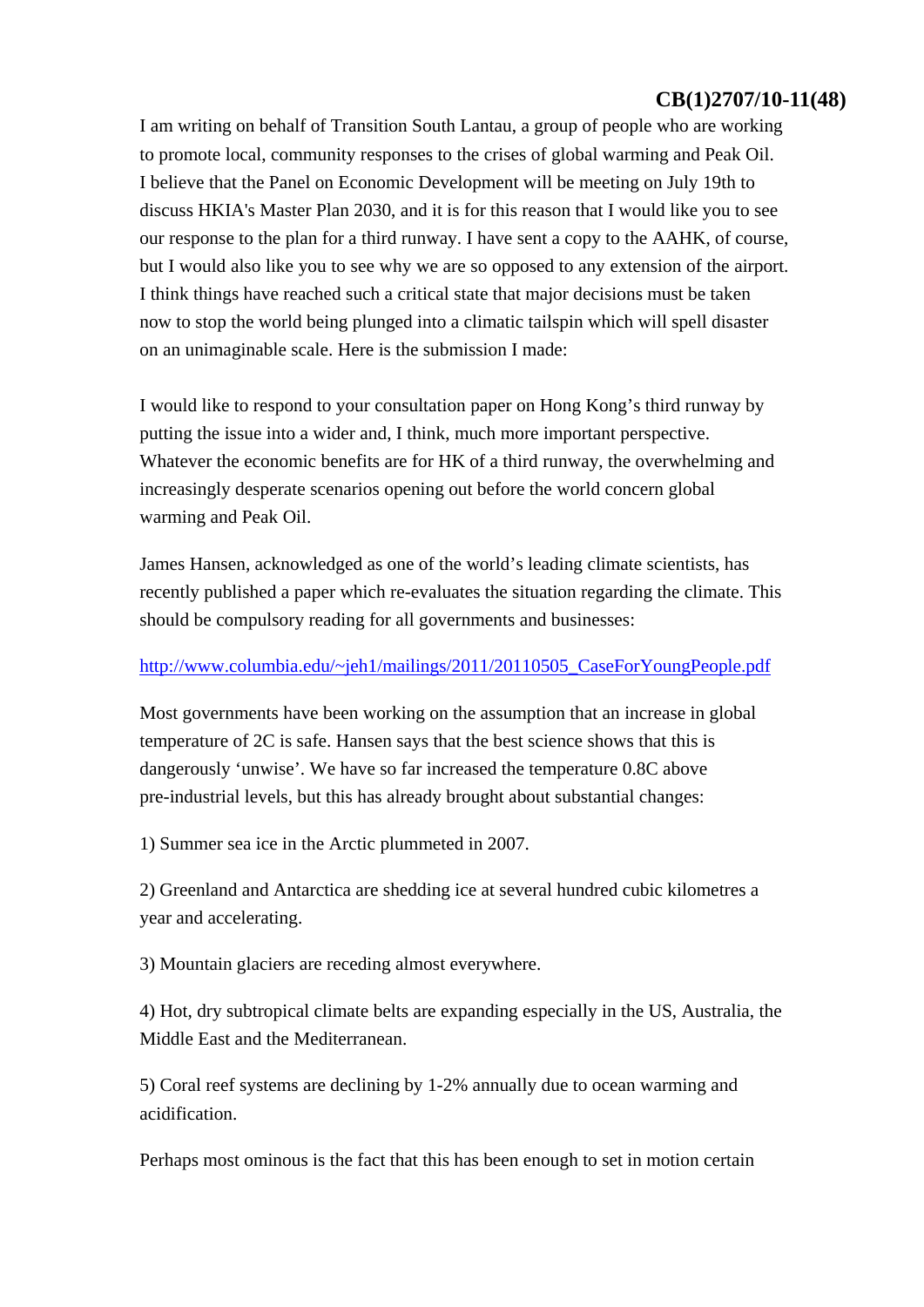**CB(1)2707/10-11(48)**

I am writing on behalf of Transition South Lantau, a group of people who are working to promote local, community responses to the crises of global warming and Peak Oil. I believe that the Panel on Economic Development will be meeting on July 19th to discuss HKIA's Master Plan 2030, and it is for this reason that I would like you to see our response to the plan for a third runway. I have sent a copy to the AAHK, of course, but I would also like you to see why we are so opposed to any extension of the airport. I think things have reached such a critical state that major decisions must be taken now to stop the world being plunged into a climatic tailspin which will spell disaster on an unimaginable scale. Here is the submission I made:

I would like to respond to your consultation paper on Hong Kong's third runway by putting the issue into a wider and, I think, much more important perspective. Whatever the economic benefits are for HK of a third runway, the overwhelming and increasingly desperate scenarios opening out before the world concern global warming and Peak Oil.

James Hansen, acknowledged as one of the world's leading climate scientists, has recently published a paper which re-evaluates the situation regarding the climate. This should be compulsory reading for all governments and businesses:

http://www.columbia.edu/~jeh1/mailings/2011/20110505_CaseForYoungPeople.pdf

Most governments have been working on the assumption that an increase in global temperature of 2C is safe. Hansen says that the best science shows that this is dangerously 'unwise'. We have so far increased the temperature 0.8C above pre-industrial levels, but this has already brought about substantial changes:

1) Summer sea ice in the Arctic plummeted in 2007.

2) Greenland and Antarctica are shedding ice at several hundred cubic kilometres a year and accelerating.

3) Mountain glaciers are receding almost everywhere.

4) Hot, dry subtropical climate belts are expanding especially in the US, Australia, the Middle East and the Mediterranean.

5) Coral reef systems are declining by 1-2% annually due to ocean warming and acidification.

Perhaps most ominous is the fact that this has been enough to set in motion certain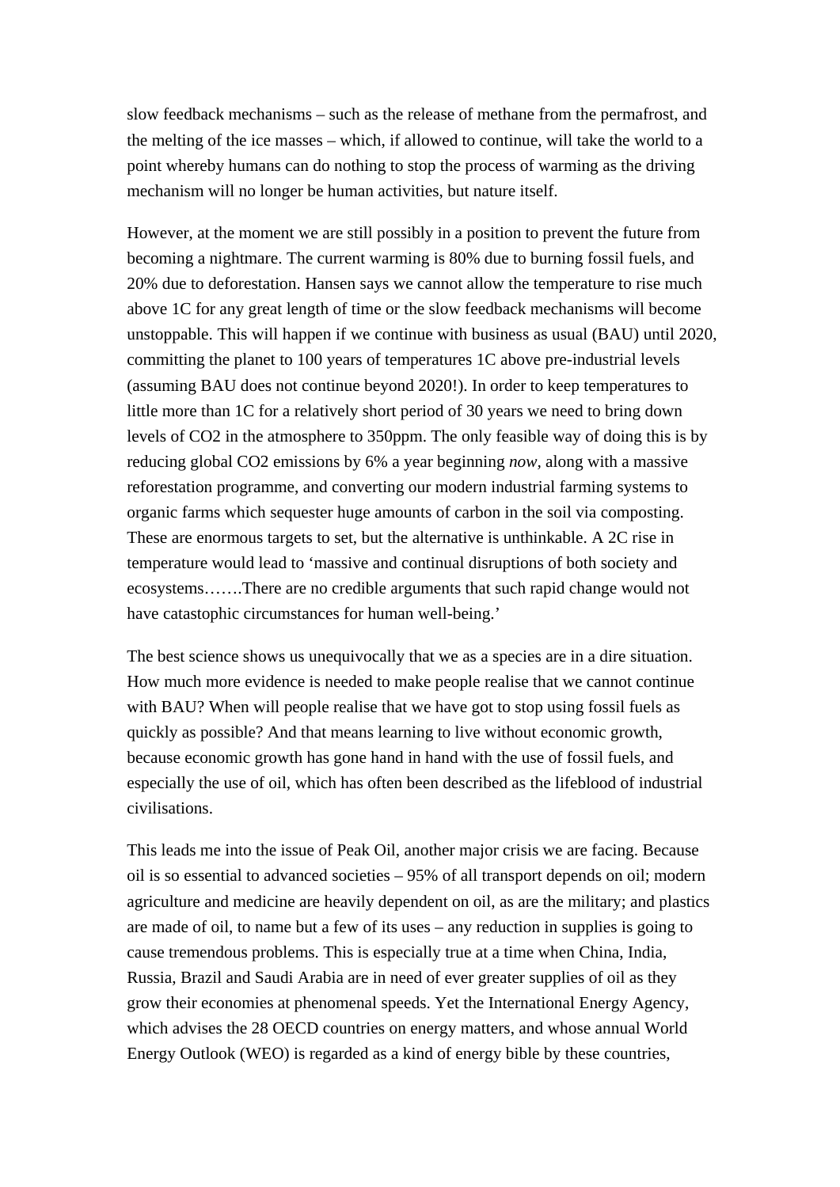slow feedback mechanisms – such as the release of methane from the permafrost, and the melting of the ice masses – which, if allowed to continue, will take the world to a point whereby humans can do nothing to stop the process of warming as the driving mechanism will no longer be human activities, but nature itself.

However, at the moment we are still possibly in a position to prevent the future from becoming a nightmare. The current warming is 80% due to burning fossil fuels, and 20% due to deforestation. Hansen says we cannot allow the temperature to rise much above 1C for any great length of time or the slow feedback mechanisms will become unstoppable. This will happen if we continue with business as usual (BAU) until 2020, committing the planet to 100 years of temperatures 1C above pre-industrial levels (assuming BAU does not continue beyond 2020!). In order to keep temperatures to little more than 1C for a relatively short period of 30 years we need to bring down levels of $CO_2$ in the atmosphere to 350ppm. The only feasible way of doing this is by reducing global $CO_2$ emissions by 6% a year beginning *now*, along with a massive reforestation programme, and converting our modern industrial farming systems to organic farms which sequester huge amounts of carbon in the soil via composting. These are enormous targets to set, but the alternative is unthinkable. A 2C rise in temperature would lead to 'massive and continual disruptions of both society and ecosystems…….There are no credible arguments that such rapid change would not have catastophic circumstances for human well-being.'

The best science shows us unequivocally that we as a species are in a dire situation. How much more evidence is needed to make people realise that we cannot continue with BAU? When will people realise that we have got to stop using fossil fuels as quickly as possible? And that means learning to live without economic growth, because economic growth has gone hand in hand with the use of fossil fuels, and especially the use of oil, which has often been described as the lifeblood of industrial civilisations.

This leads me into the issue of Peak Oil, another major crisis we are facing. Because oil is so essential to advanced societies – 95% of all transport depends on oil; modern agriculture and medicine are heavily dependent on oil, as are the military; and plastics are made of oil, to name but a few of its uses – any reduction in supplies is going to cause tremendous problems. This is especially true at a time when China, India, Russia, Brazil and Saudi Arabia are in need of ever greater supplies of oil as they grow their economies at phenomenal speeds. Yet the International Energy Agency, which advises the 28 OECD countries on energy matters, and whose annual World Energy Outlook (WEO) is regarded as a kind of energy bible by these countries,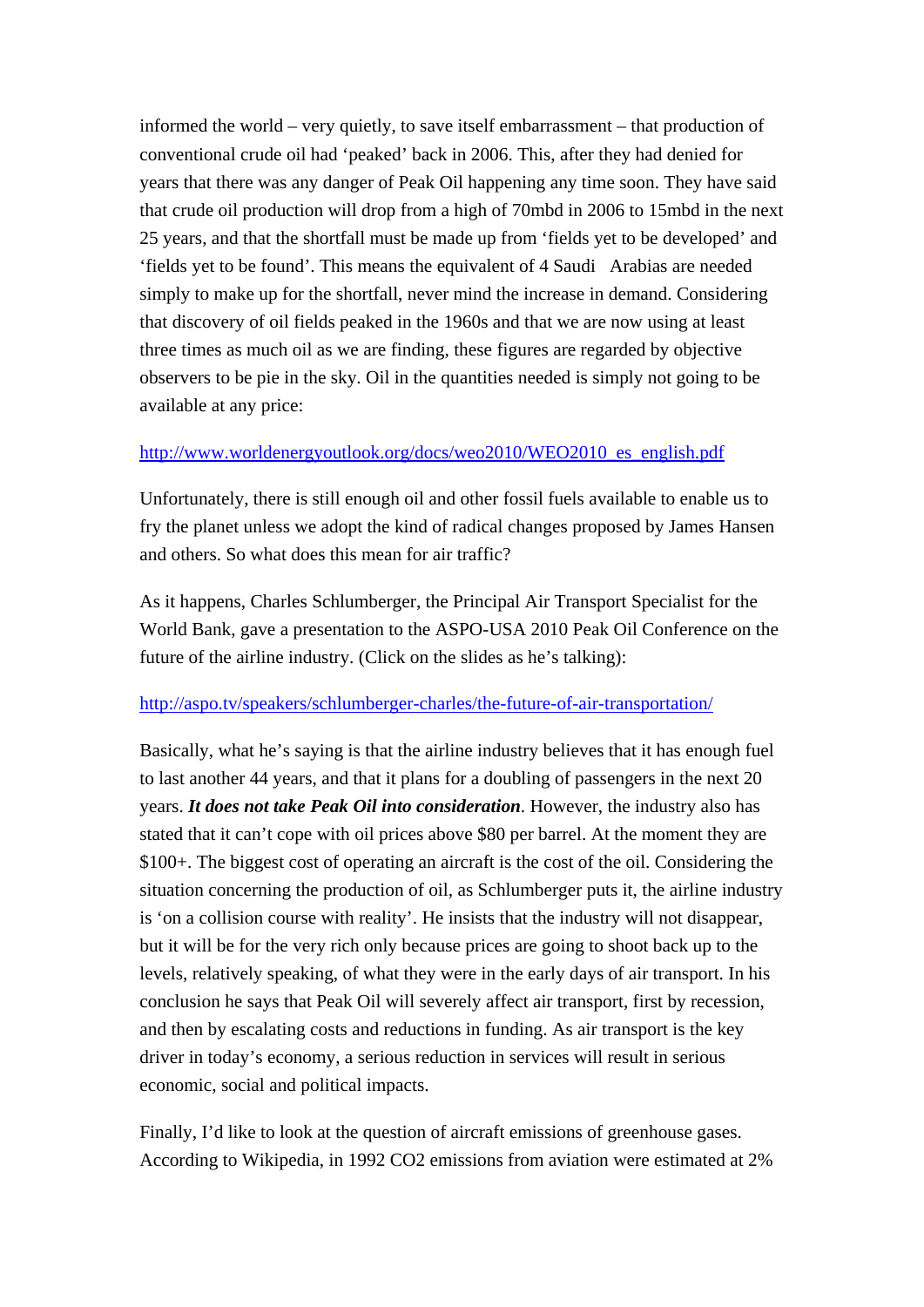informed the world – very quietly, to save itself embarrassment – that production of conventional crude oil had 'peaked' back in 2006. This, after they had denied for years that there was any danger of Peak Oil happening any time soon. They have said that crude oil production will drop from a high of 70mbd in 2006 to 15mbd in the next 25 years, and that the shortfall must be made up from 'fields yet to be developed' and 'fields yet to be found'. This means the equivalent of 4 Saudi Arabias are needed simply to make up for the shortfall, never mind the increase in demand. Considering that discovery of oil fields peaked in the 1960s and that we are now using at least three times as much oil as we are finding, these figures are regarded by objective observers to be pie in the sky. Oil in the quantities needed is simply not going to be available at any price:

http://www.worldenergyoutlook.org/docs/weo2010/WEO2010_es_english.pdf

Unfortunately, there is still enough oil and other fossil fuels available to enable us to fry the planet unless we adopt the kind of radical changes proposed by James Hansen and others. So what does this mean for air traffic?

As it happens, Charles Schlumberger, the Principal Air Transport Specialist for the World Bank, gave a presentation to the ASPO-USA 2010 Peak Oil Conference on the future of the airline industry. (Click on the slides as he's talking):

http://aspo.tv/speakers/schlumberger-charles/the-future-of-air-transportation/

Basically, what he's saying is that the airline industry believes that it has enough fuel to last another 44 years, and that it plans for a doubling of passengers in the next 20 years. ***It does not take Peak Oil into consideration***. However, the industry also has stated that it can't cope with oil prices above $80 per barrel. At the moment they are $100+. The biggest cost of operating an aircraft is the cost of the oil. Considering the situation concerning the production of oil, as Schlumberger puts it, the airline industry is 'on a collision course with reality'. He insists that the industry will not disappear, but it will be for the very rich only because prices are going to shoot back up to the levels, relatively speaking, of what they were in the early days of air transport. In his conclusion he says that Peak Oil will severely affect air transport, first by recession, and then by escalating costs and reductions in funding. As air transport is the key driver in today's economy, a serious reduction in services will result in serious economic, social and political impacts.

Finally, I'd like to look at the question of aircraft emissions of greenhouse gases. According to Wikipedia, in 1992 $CO_2$ emissions from aviation were estimated at 2%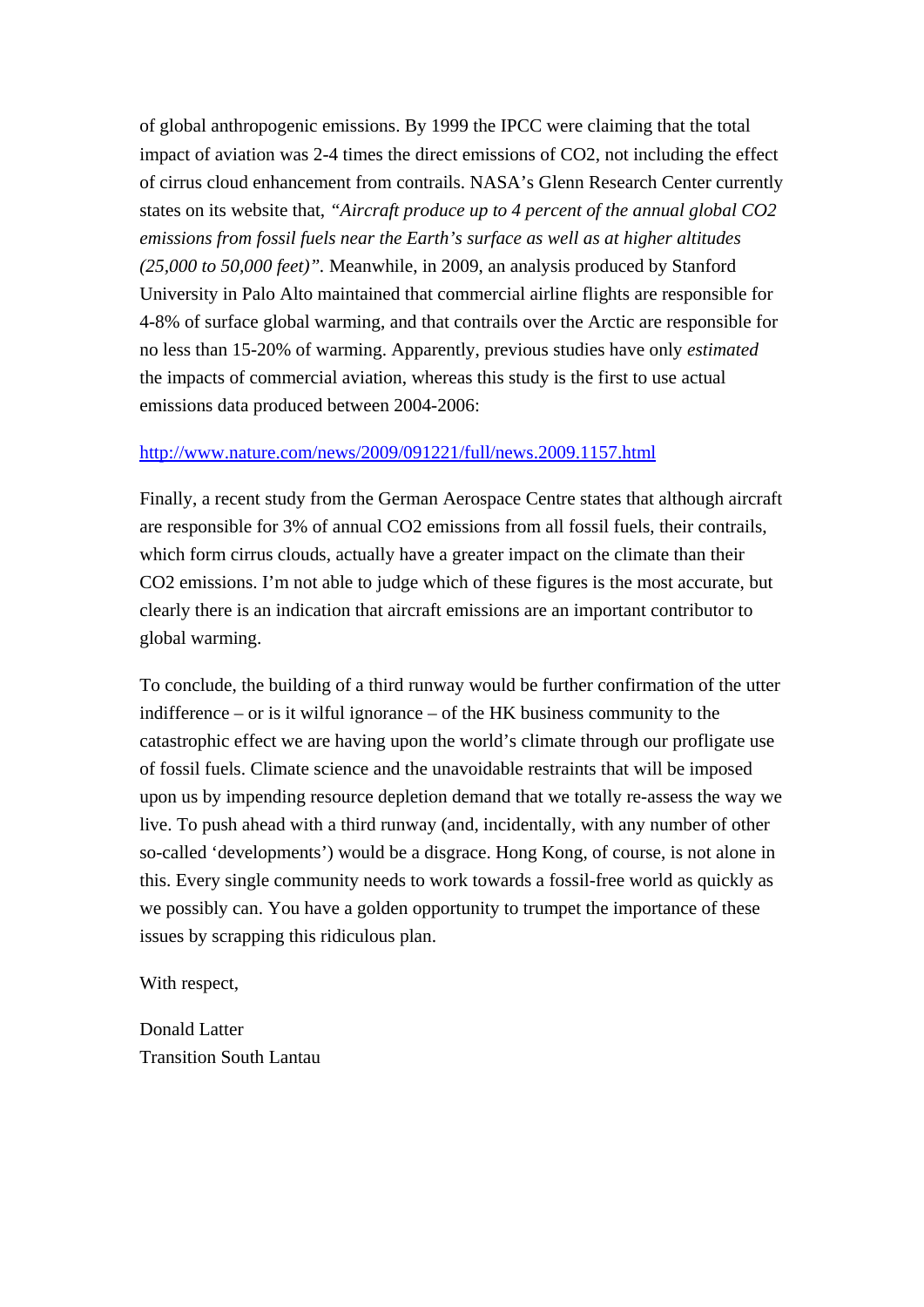of global anthropogenic emissions. By 1999 the IPCC were claiming that the total impact of aviation was 2-4 times the direct emissions of $CO_2$, not including the effect of cirrus cloud enhancement from contrails. NASA's Glenn Research Center currently states on its website that, *"Aircraft produce up to 4 percent of the annual global $CO_2$ emissions from fossil fuels near the Earth's surface as well as at higher altitudes (25,000 to 50,000 feet)"*. Meanwhile, in 2009, an analysis produced by Stanford University in Palo Alto maintained that commercial airline flights are responsible for 4-8% of surface global warming, and that contrails over the Arctic are responsible for no less than 15-20% of warming. Apparently, previous studies have only *estimated* the impacts of commercial aviation, whereas this study is the first to use actual emissions data produced between 2004-2006:

http://www.nature.com/news/2009/091221/full/news.2009.1157.html

Finally, a recent study from the German Aerospace Centre states that although aircraft are responsible for 3% of annual $CO_2$ emissions from all fossil fuels, their contrails, which form cirrus clouds, actually have a greater impact on the climate than their $CO_2$ emissions. I'm not able to judge which of these figures is the most accurate, but clearly there is an indication that aircraft emissions are an important contributor to global warming.

To conclude, the building of a third runway would be further confirmation of the utter indifference – or is it wilful ignorance – of the HK business community to the catastrophic effect we are having upon the world's climate through our profligate use of fossil fuels. Climate science and the unavoidable restraints that will be imposed upon us by impending resource depletion demand that we totally re-assess the way we live. To push ahead with a third runway (and, incidentally, with any number of other so-called 'developments') would be a disgrace. Hong Kong, of course, is not alone in this. Every single community needs to work towards a fossil-free world as quickly as we possibly can. You have a golden opportunity to trumpet the importance of these issues by scrapping this ridiculous plan.

With respect,

Donald Latter
Transition South Lantau